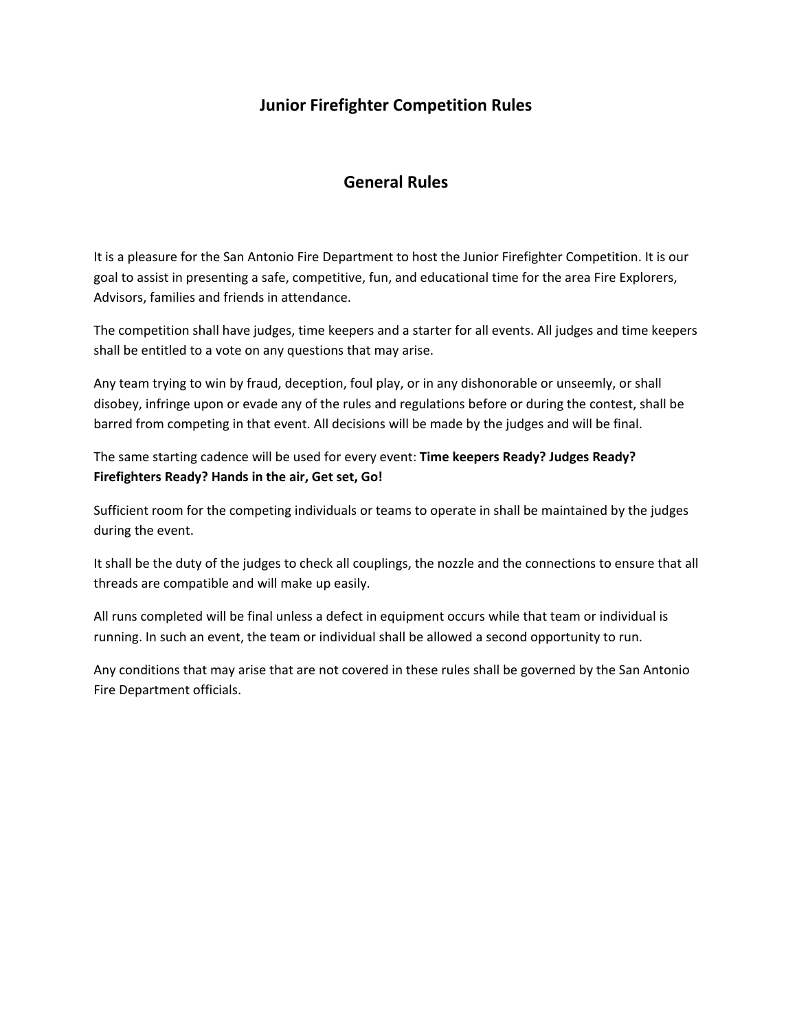# Junior Firefighter Competition Rules

## General Rules

It is a pleasure for the San Antonio Fire Department to host the Junior Firefighter Competition. It is our goal to assist in presenting a safe, competitive, fun, and educational time for the area Fire Explorers, Advisors, families and friends in attendance.

The competition shall have judges, time keepers and a starter for all events. All judges and time keepers shall be entitled to a vote on any questions that may arise.

Any team trying to win by fraud, deception, foul play, or in any dishonorable or unseemly, or shall disobey, infringe upon or evade any of the rules and regulations before or during the contest, shall be barred from competing in that event. All decisions will be made by the judges and will be final.

The same starting cadence will be used for every event: **Time keepers Ready? Judges Ready? Firefighters Ready? Hands in the air, Get set, Go!**

Sufficient room for the competing individuals or teams to operate in shall be maintained by the judges during the event.

It shall be the duty of the judges to check all couplings, the nozzle and the connections to ensure that all threads are compatible and will make up easily.

All runs completed will be final unless a defect in equipment occurs while that team or individual is running. In such an event, the team or individual shall be allowed a second opportunity to run.

Any conditions that may arise that are not covered in these rules shall be governed by the San Antonio Fire Department officials.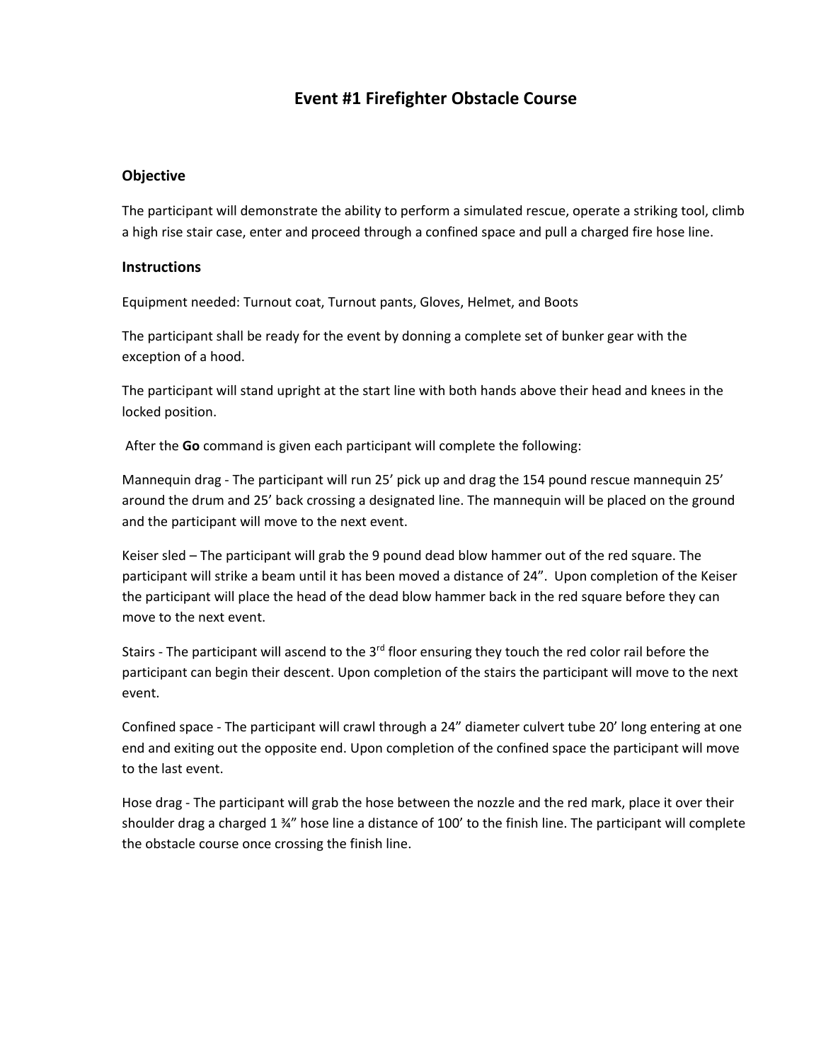# Event #1 Firefighter Obstacle Course

### Objective

The participant will demonstrate the ability to perform a simulated rescue, operate a striking tool, climb a high rise stair case, enter and proceed through a confined space and pull a charged fire hose line.

### Instructions

Equipment needed: Turnout coat, Turnout pants, Gloves, Helmet, and Boots

The participant shall be ready for the event by donning a complete set of bunker gear with the exception of a hood.

The participant will stand upright at the start line with both hands above their head and knees in the locked position.

After the **Go** command is given each participant will complete the following:

Mannequin drag - The participant will run 25' pick up and drag the 154 pound rescue mannequin 25' around the drum and 25' back crossing a designated line. The mannequin will be placed on the ground and the participant will move to the next event.

Keiser sled – The participant will grab the 9 pound dead blow hammer out of the red square. The participant will strike a beam until it has been moved a distance of 24". Upon completion of the Keiser the participant will place the head of the dead blow hammer back in the red square before they can move to the next event.

Stairs - The participant will ascend to the 3rd floor ensuring they touch the red color rail before the participant can begin their descent. Upon completion of the stairs the participant will move to the next event.

Confined space - The participant will crawl through a 24" diameter culvert tube 20' long entering at one end and exiting out the opposite end. Upon completion of the confined space the participant will move to the last event.

Hose drag - The participant will grab the hose between the nozzle and the red mark, place it over their shoulder drag a charged 1 ¾" hose line a distance of 100' to the finish line. The participant will complete the obstacle course once crossing the finish line.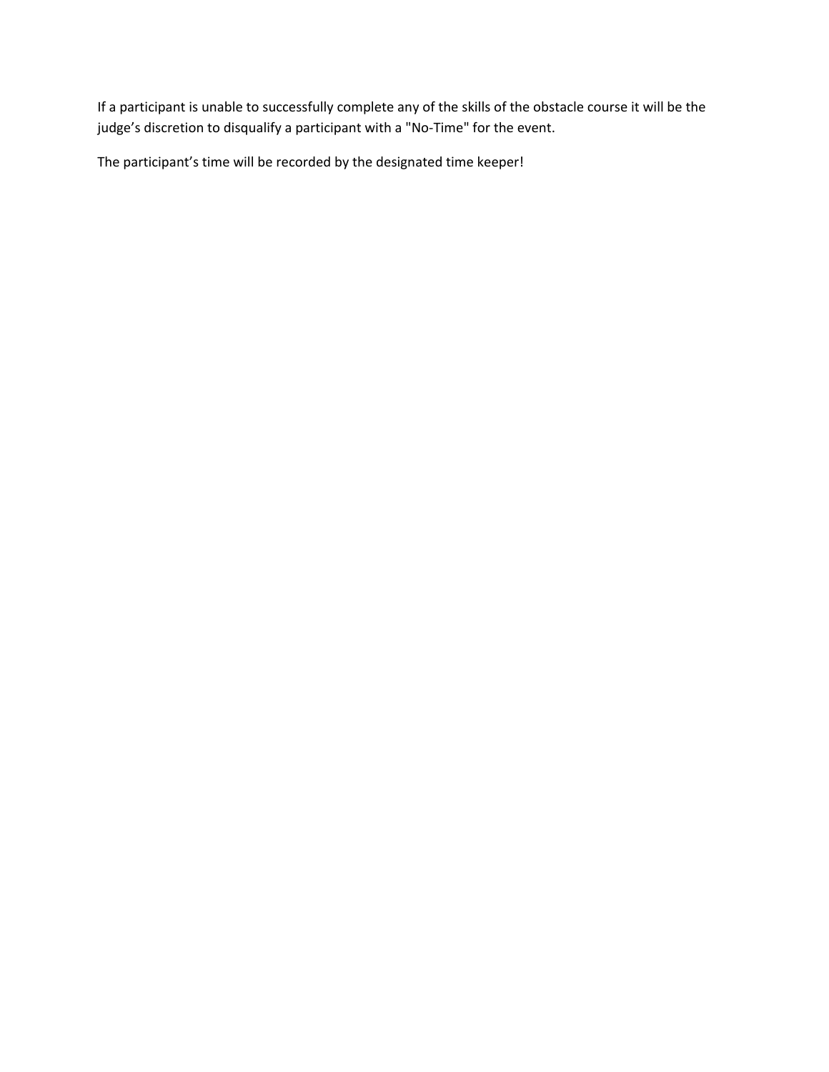If a participant is unable to successfully complete any of the skills of the obstacle course it will be the judge's discretion to disqualify a participant with a "No-Time" for the event.

The participant's time will be recorded by the designated time keeper!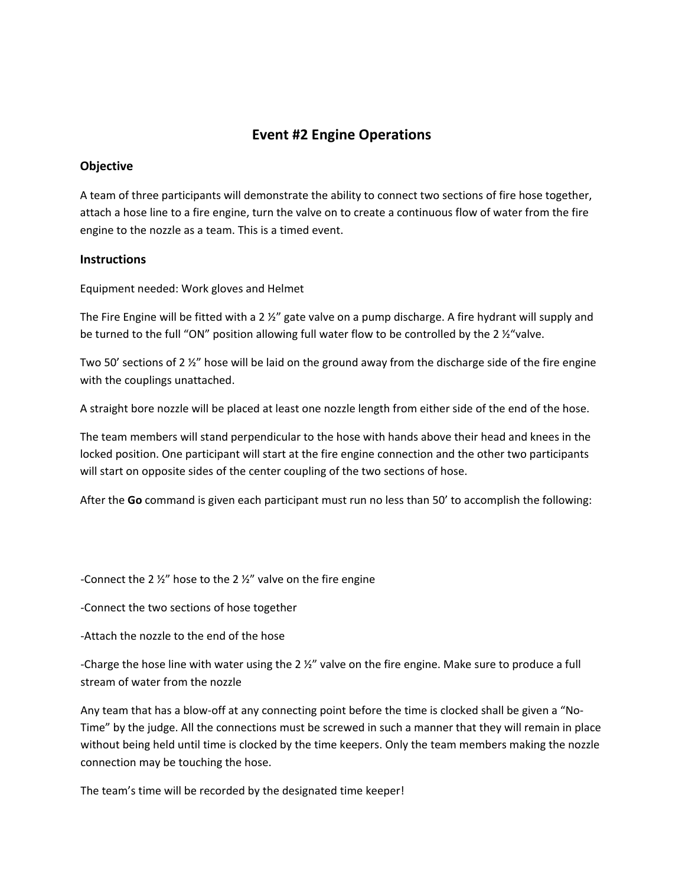# Event #2 Engine Operations

## Objective

A team of three participants will demonstrate the ability to connect two sections of fire hose together, attach a hose line to a fire engine, turn the valve on to create a continuous flow of water from the fire engine to the nozzle as a team. This is a timed event.

## Instructions

Equipment needed: Work gloves and Helmet

The Fire Engine will be fitted with a 2 ½" gate valve on a pump discharge. A fire hydrant will supply and be turned to the full "ON" position allowing full water flow to be controlled by the 2 ½"valve.

Two 50' sections of 2 ½" hose will be laid on the ground away from the discharge side of the fire engine with the couplings unattached.

A straight bore nozzle will be placed at least one nozzle length from either side of the end of the hose.

The team members will stand perpendicular to the hose with hands above their head and knees in the locked position. One participant will start at the fire engine connection and the other two participants will start on opposite sides of the center coupling of the two sections of hose.

After the **Go** command is given each participant must run no less than 50' to accomplish the following:

-Connect the 2 ½" hose to the 2 ½" valve on the fire engine

-Connect the two sections of hose together

-Attach the nozzle to the end of the hose

-Charge the hose line with water using the 2 ½" valve on the fire engine. Make sure to produce a full stream of water from the nozzle

Any team that has a blow-off at any connecting point before the time is clocked shall be given a "No-Time" by the judge. All the connections must be screwed in such a manner that they will remain in place without being held until time is clocked by the time keepers. Only the team members making the nozzle connection may be touching the hose.

The team's time will be recorded by the designated time keeper!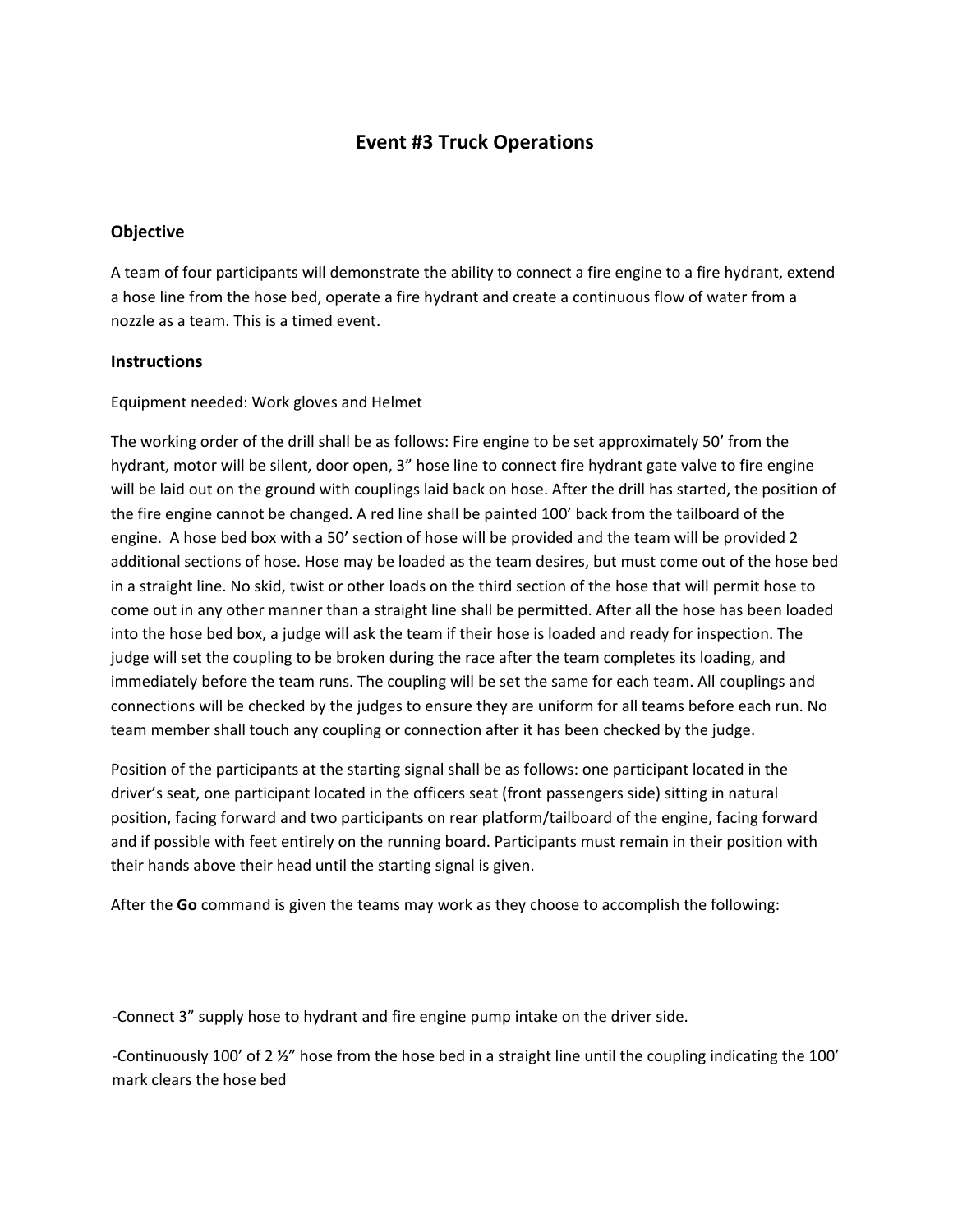# Event #3 Truck Operations

## Objective

A team of four participants will demonstrate the ability to connect a fire engine to a fire hydrant, extend a hose line from the hose bed, operate a fire hydrant and create a continuous flow of water from a nozzle as a team. This is a timed event.

## Instructions

Equipment needed: Work gloves and Helmet

The working order of the drill shall be as follows: Fire engine to be set approximately 50' from the hydrant, motor will be silent, door open, 3" hose line to connect fire hydrant gate valve to fire engine will be laid out on the ground with couplings laid back on hose. After the drill has started, the position of the fire engine cannot be changed. A red line shall be painted 100' back from the tailboard of the engine. A hose bed box with a 50' section of hose will be provided and the team will be provided 2 additional sections of hose. Hose may be loaded as the team desires, but must come out of the hose bed in a straight line. No skid, twist or other loads on the third section of the hose that will permit hose to come out in any other manner than a straight line shall be permitted. After all the hose has been loaded into the hose bed box, a judge will ask the team if their hose is loaded and ready for inspection. The judge will set the coupling to be broken during the race after the team completes its loading, and immediately before the team runs. The coupling will be set the same for each team. All couplings and connections will be checked by the judges to ensure they are uniform for all teams before each run. No team member shall touch any coupling or connection after it has been checked by the judge.

Position of the participants at the starting signal shall be as follows: one participant located in the driver's seat, one participant located in the officers seat (front passengers side) sitting in natural position, facing forward and two participants on rear platform/tailboard of the engine, facing forward and if possible with feet entirely on the running board. Participants must remain in their position with their hands above their head until the starting signal is given.

After the **Go** command is given the teams may work as they choose to accomplish the following:

-Connect 3" supply hose to hydrant and fire engine pump intake on the driver side.

-Continuously 100' of 2 ½" hose from the hose bed in a straight line until the coupling indicating the 100' mark clears the hose bed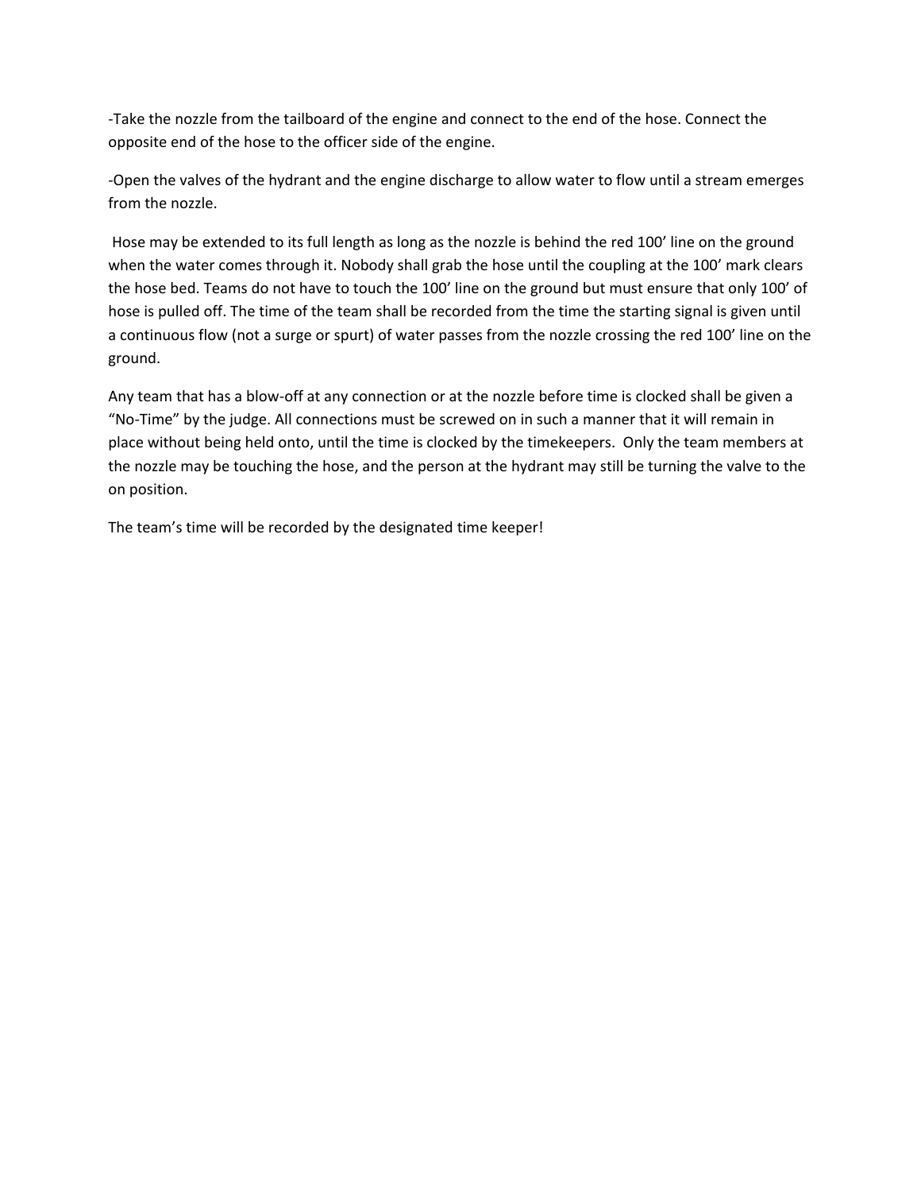-Take the nozzle from the tailboard of the engine and connect to the end of the hose. Connect the opposite end of the hose to the officer side of the engine.

-Open the valves of the hydrant and the engine discharge to allow water to flow until a stream emerges from the nozzle.

Hose may be extended to its full length as long as the nozzle is behind the red 100' line on the ground when the water comes through it. Nobody shall grab the hose until the coupling at the 100' mark clears the hose bed. Teams do not have to touch the 100' line on the ground but must ensure that only 100' of hose is pulled off. The time of the team shall be recorded from the time the starting signal is given until a continuous flow (not a surge or spurt) of water passes from the nozzle crossing the red 100' line on the ground.

Any team that has a blow-off at any connection or at the nozzle before time is clocked shall be given a "No-Time" by the judge. All connections must be screwed on in such a manner that it will remain in place without being held onto, until the time is clocked by the timekeepers. Only the team members at the nozzle may be touching the hose, and the person at the hydrant may still be turning the valve to the on position.

The team's time will be recorded by the designated time keeper!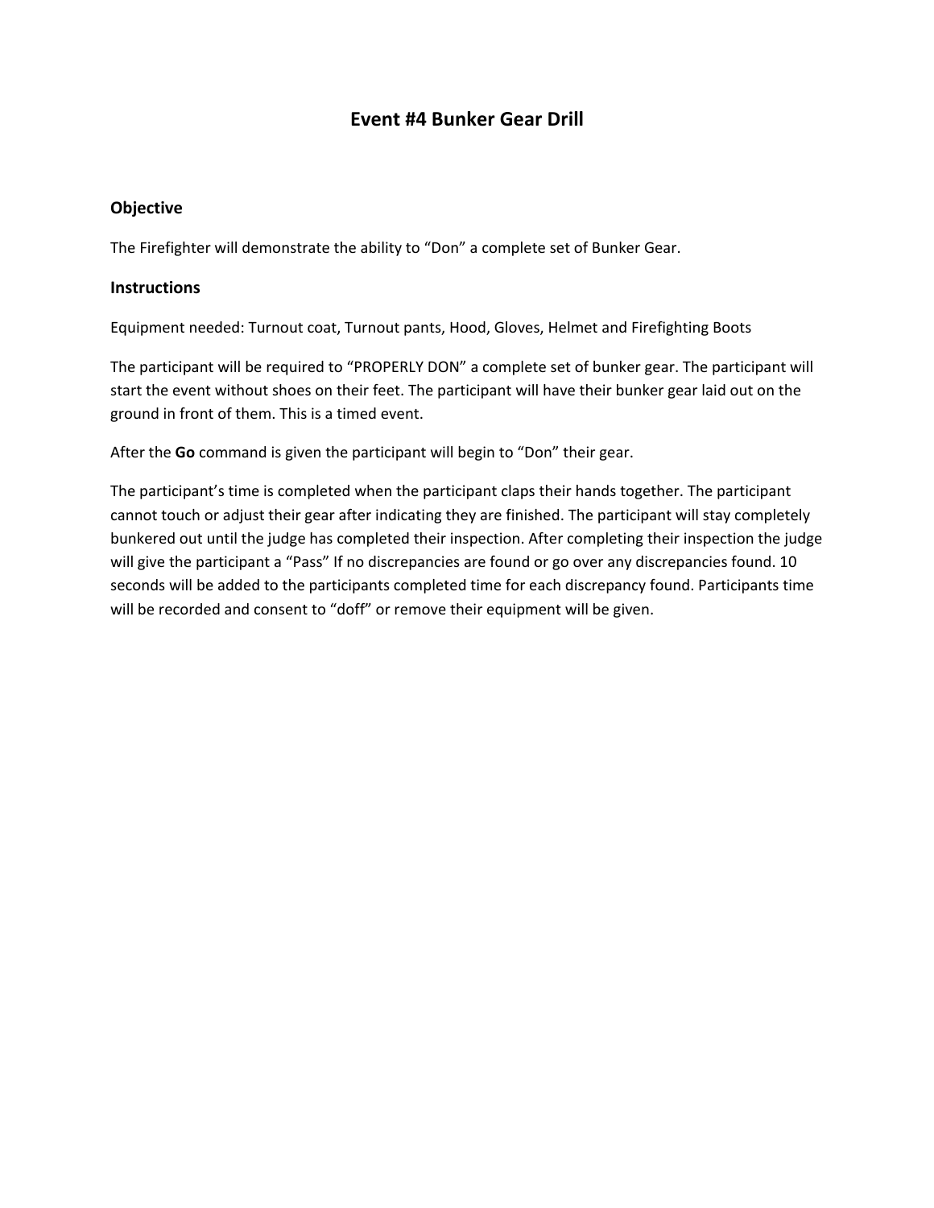# Event #4 Bunker Gear Drill

## Objective

The Firefighter will demonstrate the ability to "Don" a complete set of Bunker Gear.

## Instructions

Equipment needed: Turnout coat, Turnout pants, Hood, Gloves, Helmet and Firefighting Boots

The participant will be required to "PROPERLY DON" a complete set of bunker gear. The participant will start the event without shoes on their feet. The participant will have their bunker gear laid out on the ground in front of them. This is a timed event.

After the **Go** command is given the participant will begin to "Don" their gear.

The participant's time is completed when the participant claps their hands together. The participant cannot touch or adjust their gear after indicating they are finished. The participant will stay completely bunkered out until the judge has completed their inspection. After completing their inspection the judge will give the participant a "Pass" If no discrepancies are found or go over any discrepancies found. 10 seconds will be added to the participants completed time for each discrepancy found. Participants time will be recorded and consent to "doff" or remove their equipment will be given.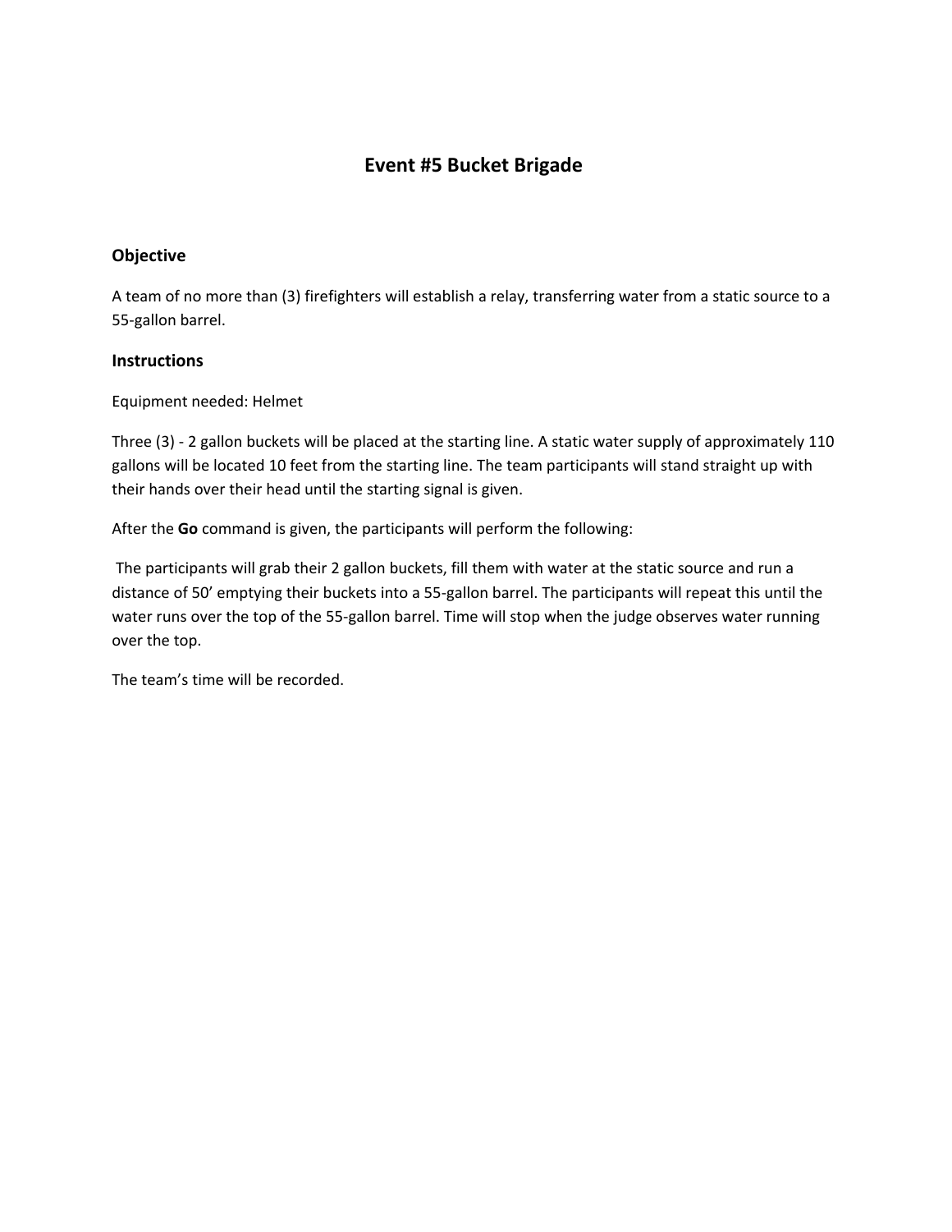# Event #5 Bucket Brigade

## Objective

A team of no more than (3) firefighters will establish a relay, transferring water from a static source to a 55-gallon barrel.

## Instructions

Equipment needed: Helmet

Three (3) - 2 gallon buckets will be placed at the starting line. A static water supply of approximately 110 gallons will be located 10 feet from the starting line. The team participants will stand straight up with their hands over their head until the starting signal is given.

After the **Go** command is given, the participants will perform the following:

The participants will grab their 2 gallon buckets, fill them with water at the static source and run a distance of 50' emptying their buckets into a 55-gallon barrel. The participants will repeat this until the water runs over the top of the 55-gallon barrel. Time will stop when the judge observes water running over the top.

The team's time will be recorded.